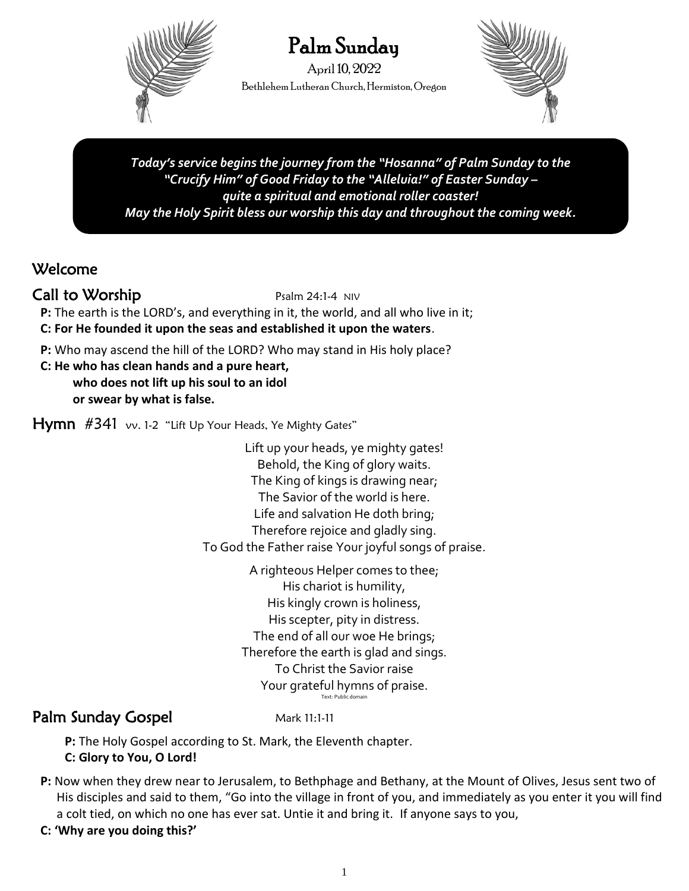# Palm Sunday

April 10, 2022

Bethlehem Lutheran Church, Hermiston, Oregon

***Today's service begins the journey from the "Hosanna" of Palm Sunday to the "Crucify Him" of Good Friday to the "Alleluia!" of Easter Sunday – quite a spiritual and emotional roller coaster! May the Holy Spirit bless our worship this day and throughout the coming week.***

## Welcome

## Call to Worship

Psalm 24:1-4 NIV

**P:** The earth is the LORD's, and everything in it, the world, and all who live in it;

**C: For He founded it upon the seas and established it upon the waters**.

**P:** Who may ascend the hill of the LORD? Who may stand in His holy place?

**C: He who has clean hands and a pure heart,**
**who does not lift up his soul to an idol**
**or swear by what is false.**

## Hymn #341 vv. 1-2 "Lift Up Your Heads, Ye Mighty Gates"

Lift up your heads, ye mighty gates!
Behold, the King of glory waits.
The King of kings is drawing near;
The Savior of the world is here.
Life and salvation He doth bring;
Therefore rejoice and gladly sing.
To God the Father raise Your joyful songs of praise.

A righteous Helper comes to thee;
His chariot is humility,
His kingly crown is holiness,
His scepter, pity in distress.
The end of all our woe He brings;
Therefore the earth is glad and sings.
To Christ the Savior raise
Your grateful hymns of praise.

Text: Public domain

## Palm Sunday Gospel

Mark 11:1-11

**P:** The Holy Gospel according to St. Mark, the Eleventh chapter.

**C: Glory to You, O Lord!**

**P:** Now when they drew near to Jerusalem, to Bethphage and Bethany, at the Mount of Olives, Jesus sent two of His disciples and said to them, "Go into the village in front of you, and immediately as you enter it you will find a colt tied, on which no one has ever sat. Untie it and bring it. If anyone says to you,

**C: 'Why are you doing this?'**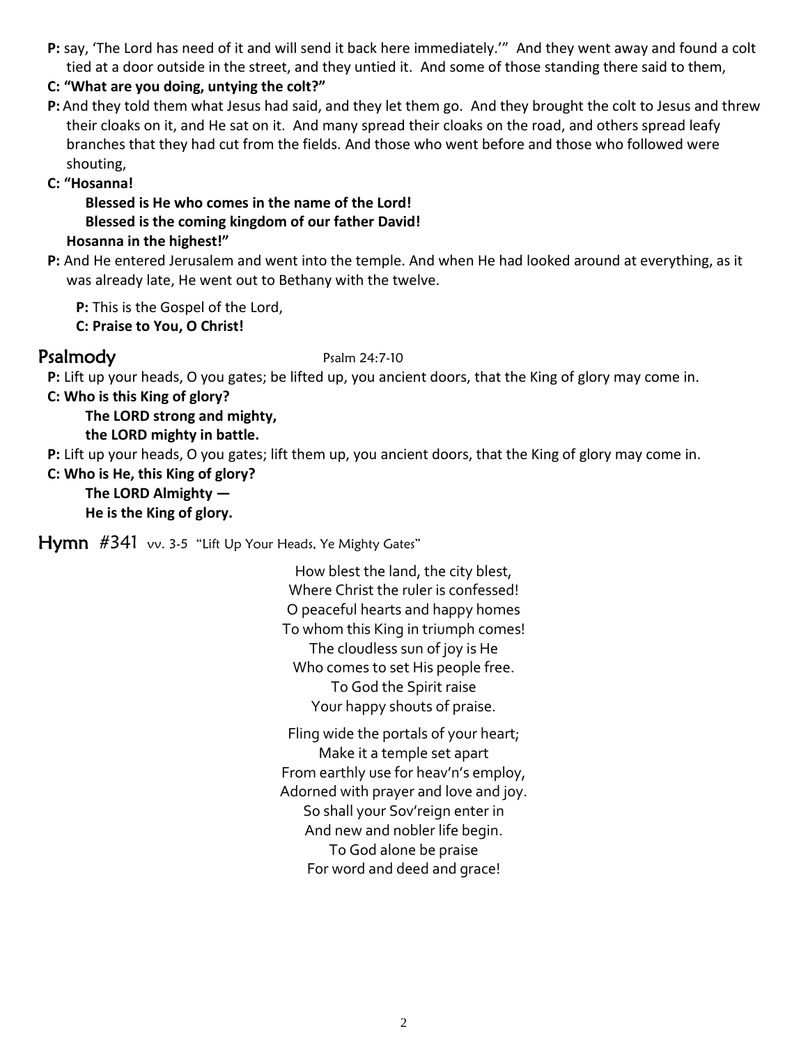**P:** say, 'The Lord has need of it and will send it back here immediately.'" And they went away and found a colt tied at a door outside in the street, and they untied it. And some of those standing there said to them,

**C: "What are you doing, untying the colt?"**

**P:** And they told them what Jesus had said, and they let them go. And they brought the colt to Jesus and threw their cloaks on it, and He sat on it. And many spread their cloaks on the road, and others spread leafy branches that they had cut from the fields. And those who went before and those who followed were shouting,

**C: "Hosanna!**
**Blessed is He who comes in the name of the Lord!**
**Blessed is the coming kingdom of our father David!**
**Hosanna in the highest!"**

**P:** And He entered Jerusalem and went into the temple. And when He had looked around at everything, as it was already late, He went out to Bethany with the twelve.

**P:** This is the Gospel of the Lord,
**C: Praise to You, O Christ!**

## Psalmody

Psalm 24:7-10

**P:** Lift up your heads, O you gates; be lifted up, you ancient doors, that the King of glory may come in.

**C: Who is this King of glory?**
**The LORD strong and mighty,**
**the LORD mighty in battle.**

**P:** Lift up your heads, O you gates; lift them up, you ancient doors, that the King of glory may come in.

**C: Who is He, this King of glory?**
**The LORD Almighty —**
**He is the King of glory.**

## Hymn #341 vv. 3-5 "Lift Up Your Heads, Ye Mighty Gates"

How blest the land, the city blest,
Where Christ the ruler is confessed!
O peaceful hearts and happy homes
To whom this King in triumph comes!
The cloudless sun of joy is He
Who comes to set His people free.
To God the Spirit raise
Your happy shouts of praise.

Fling wide the portals of your heart;
Make it a temple set apart
From earthly use for heav'n's employ,
Adorned with prayer and love and joy.
So shall your Sov'reign enter in
And new and nobler life begin.
To God alone be praise
For word and deed and grace!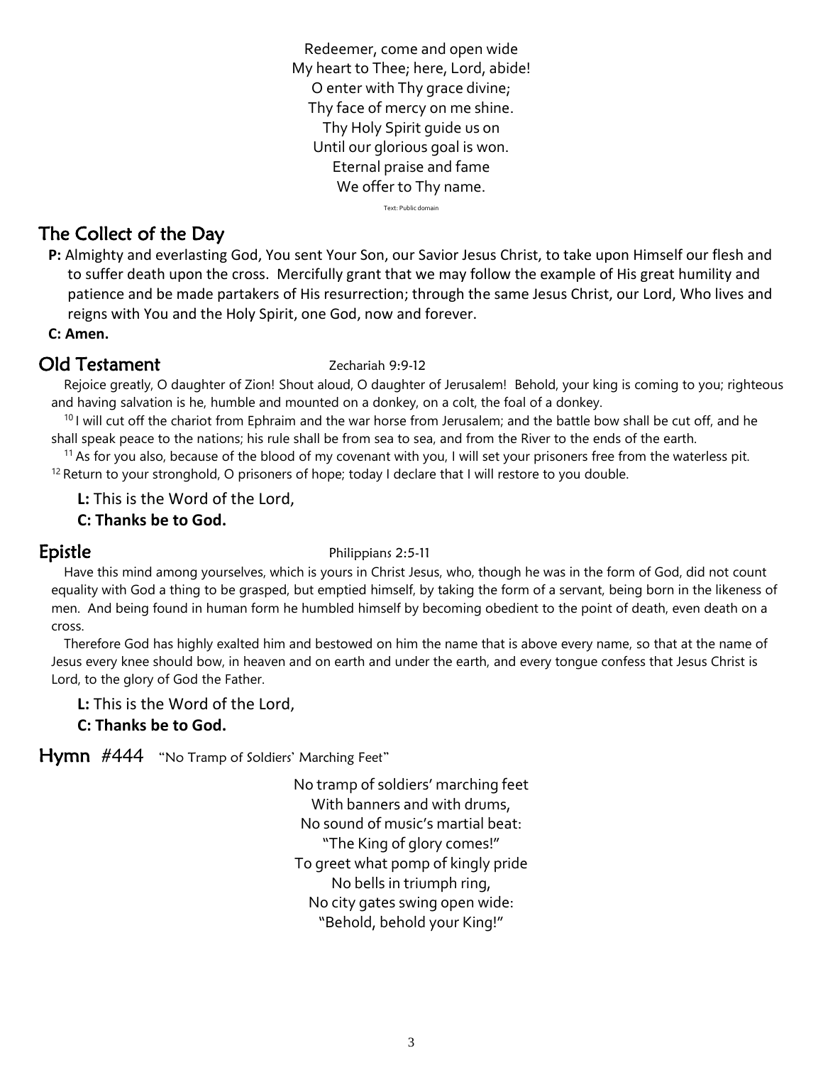Redeemer, come and open wide
My heart to Thee; here, Lord, abide!
O enter with Thy grace divine;
Thy face of mercy on me shine.
Thy Holy Spirit guide us on
Until our glorious goal is won.
Eternal praise and fame
We offer to Thy name.

Text: Public domain

## The Collect of the Day

**P:** Almighty and everlasting God, You sent Your Son, our Savior Jesus Christ, to take upon Himself our flesh and to suffer death upon the cross. Mercifully grant that we may follow the example of His great humility and patience and be made partakers of His resurrection; through the same Jesus Christ, our Lord, Who lives and reigns with You and the Holy Spirit, one God, now and forever.

**C: Amen.**

## Old Testament

Zechariah 9:9-12

Rejoice greatly, O daughter of Zion! Shout aloud, O daughter of Jerusalem! Behold, your king is coming to you; righteous and having salvation is he, humble and mounted on a donkey, on a colt, the foal of a donkey.

[10] I will cut off the chariot from Ephraim and the war horse from Jerusalem; and the battle bow shall be cut off, and he shall speak peace to the nations; his rule shall be from sea to sea, and from the River to the ends of the earth.

[11] As for you also, because of the blood of my covenant with you, I will set your prisoners free from the waterless pit. [12] Return to your stronghold, O prisoners of hope; today I declare that I will restore to you double.

**L:** This is the Word of the Lord,

**C: Thanks be to God.**

## Epistle

Philippians 2:5-11

Have this mind among yourselves, which is yours in Christ Jesus, who, though he was in the form of God, did not count equality with God a thing to be grasped, but emptied himself, by taking the form of a servant, being born in the likeness of men. And being found in human form he humbled himself by becoming obedient to the point of death, even death on a cross.

Therefore God has highly exalted him and bestowed on him the name that is above every name, so that at the name of Jesus every knee should bow, in heaven and on earth and under the earth, and every tongue confess that Jesus Christ is Lord, to the glory of God the Father.

**L:** This is the Word of the Lord,

**C: Thanks be to God.**

## Hymn #444 "No Tramp of Soldiers' Marching Feet"

No tramp of soldiers' marching feet
With banners and with drums,
No sound of music's martial beat:
"The King of glory comes!"
To greet what pomp of kingly pride
No bells in triumph ring,
No city gates swing open wide:
"Behold, behold your King!"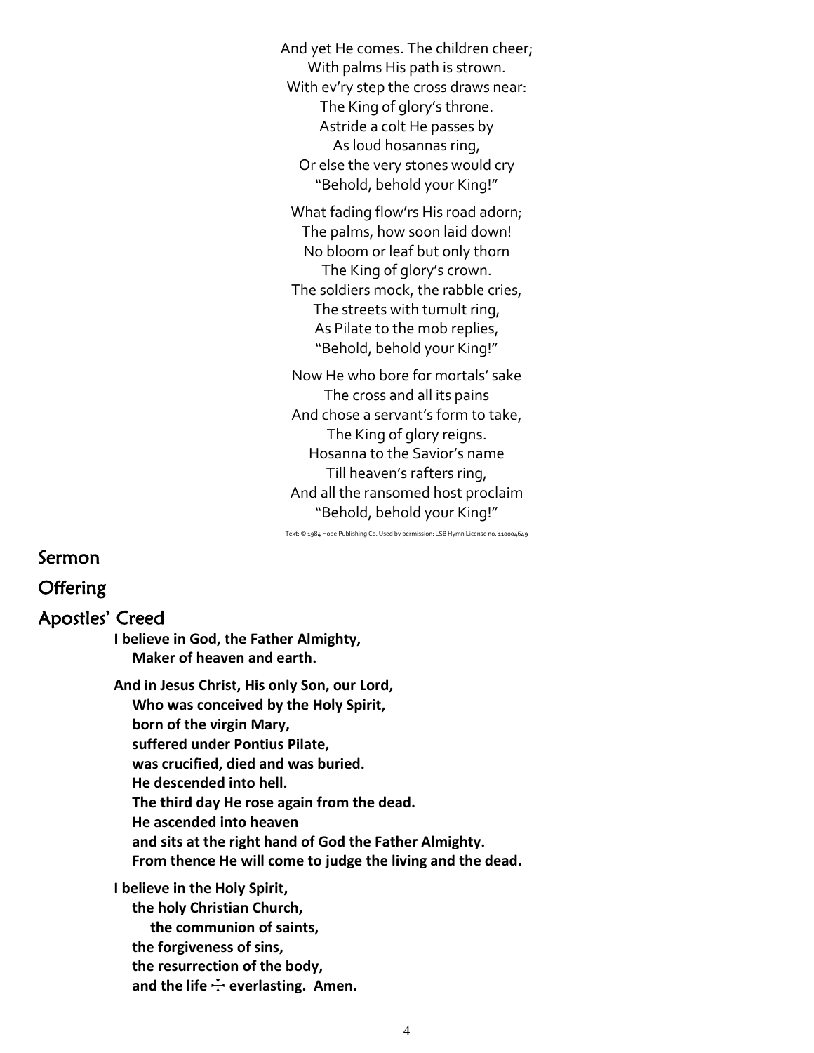And yet He comes. The children cheer;
With palms His path is strown.
With ev'ry step the cross draws near:
The King of glory's throne.
Astride a colt He passes by
As loud hosannas ring,
Or else the very stones would cry
"Behold, behold your King!"

What fading flow'rs His road adorn;
The palms, how soon laid down!
No bloom or leaf but only thorn
The King of glory's crown.
The soldiers mock, the rabble cries,
The streets with tumult ring,
As Pilate to the mob replies,
"Behold, behold your King!"

Now He who bore for mortals' sake
The cross and all its pains
And chose a servant's form to take,
The King of glory reigns.
Hosanna to the Savior's name
Till heaven's rafters ring,
And all the ransomed host proclaim
"Behold, behold your King!"

Text: © 1984 Hope Publishing Co. Used by permission: LSB Hymn License no. 110004649

## Sermon

## Offering

## Apostles' Creed

**I believe in God, the Father Almighty,
Maker of heaven and earth.**

**And in Jesus Christ, His only Son, our Lord,
Who was conceived by the Holy Spirit,
born of the virgin Mary,
suffered under Pontius Pilate,
was crucified, died and was buried.
He descended into hell.
The third day He rose again from the dead.
He ascended into heaven
and sits at the right hand of God the Father Almighty.
From thence He will come to judge the living and the dead.**

**I believe in the Holy Spirit,
the holy Christian Church,
the communion of saints,
the forgiveness of sins,
the resurrection of the body,
and the life ☩ everlasting. Amen.**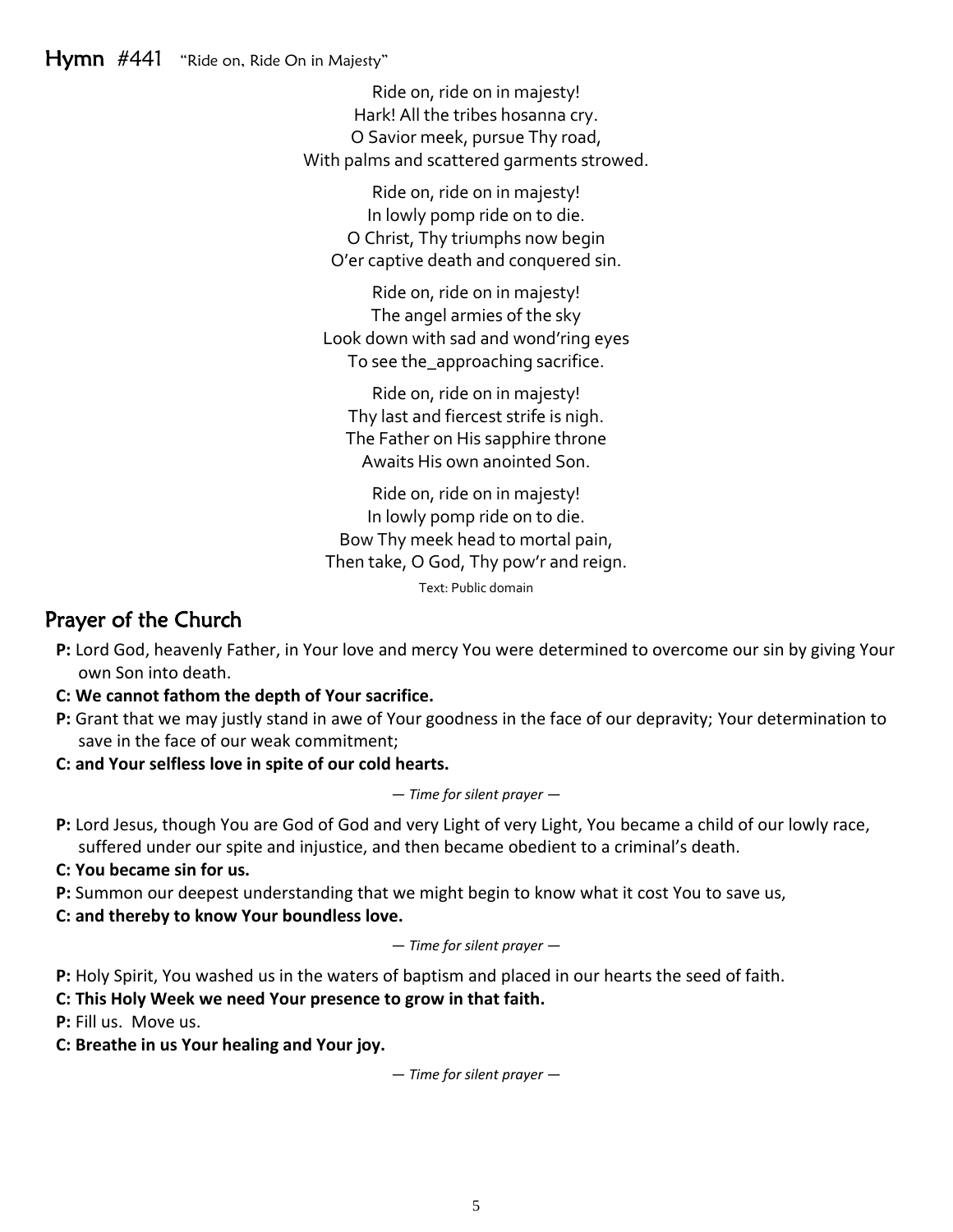## **Hymn** #441 "Ride on, Ride On in Majesty"

Ride on, ride on in majesty!
Hark! All the tribes hosanna cry.
O Savior meek, pursue Thy road,
With palms and scattered garments strowed.

Ride on, ride on in majesty!
In lowly pomp ride on to die.
O Christ, Thy triumphs now begin
O'er captive death and conquered sin.

Ride on, ride on in majesty!
The angel armies of the sky
Look down with sad and wond'ring eyes
To see the_approaching sacrifice.

Ride on, ride on in majesty!
Thy last and fiercest strife is nigh.
The Father on His sapphire throne
Awaits His own anointed Son.

Ride on, ride on in majesty!
In lowly pomp ride on to die.
Bow Thy meek head to mortal pain,
Then take, O God, Thy pow'r and reign.

Text: Public domain

## Prayer of the Church

**P:** Lord God, heavenly Father, in Your love and mercy You were determined to overcome our sin by giving Your own Son into death.

**C: We cannot fathom the depth of Your sacrifice.**

**P:** Grant that we may justly stand in awe of Your goodness in the face of our depravity; Your determination to save in the face of our weak commitment;

**C: and Your selfless love in spite of our cold hearts.**

*— Time for silent prayer —*

**P:** Lord Jesus, though You are God of God and very Light of very Light, You became a child of our lowly race, suffered under our spite and injustice, and then became obedient to a criminal's death.

**C: You became sin for us.**

**P:** Summon our deepest understanding that we might begin to know what it cost You to save us,

**C: and thereby to know Your boundless love.**

*— Time for silent prayer —*

**P:** Holy Spirit, You washed us in the waters of baptism and placed in our hearts the seed of faith.

**C: This Holy Week we need Your presence to grow in that faith.**

**P:** Fill us. Move us.

**C: Breathe in us Your healing and Your joy.**

*— Time for silent prayer —*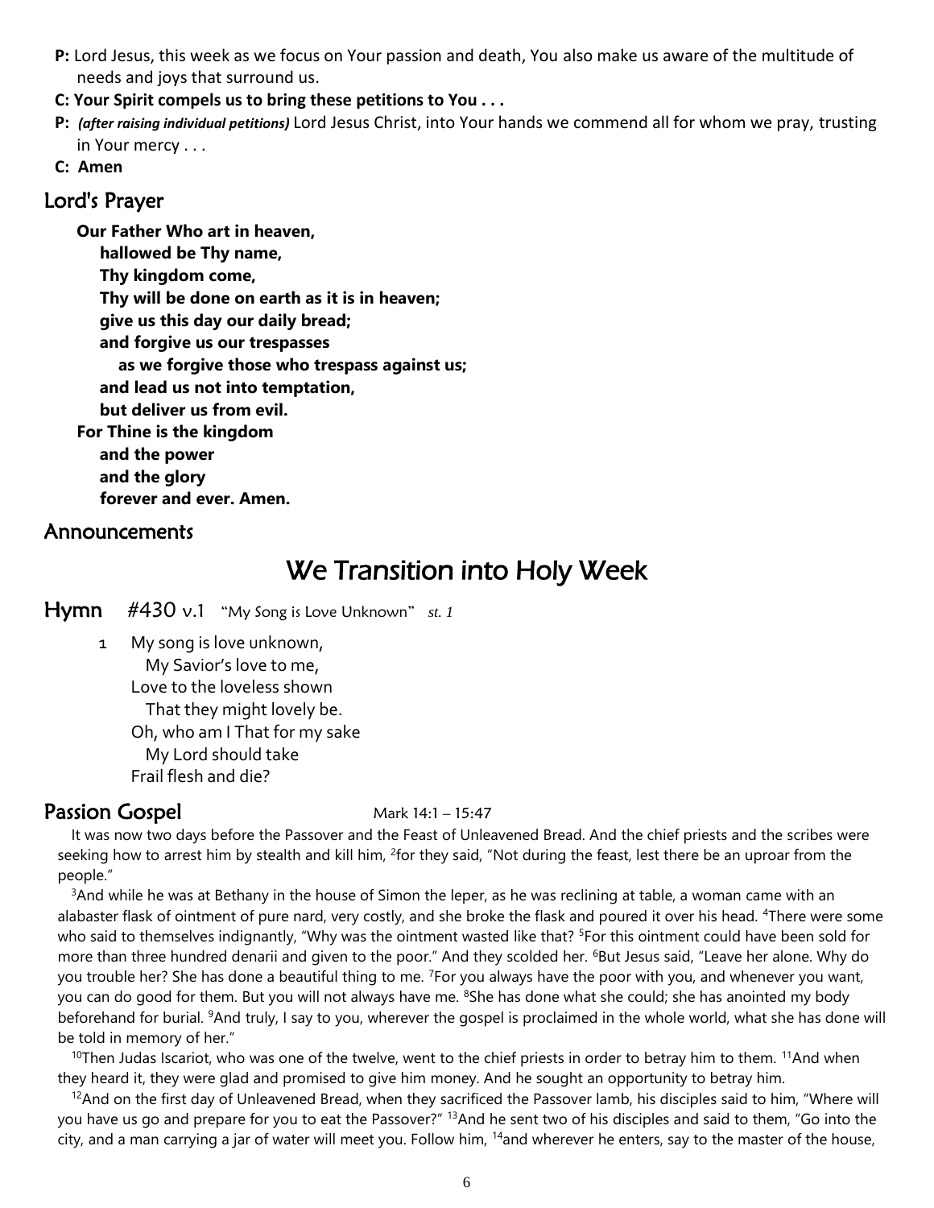**P:** Lord Jesus, this week as we focus on Your passion and death, You also make us aware of the multitude of needs and joys that surround us.

**C: Your Spirit compels us to bring these petitions to You . . .**

**P:** ***(after raising individual petitions)*** Lord Jesus Christ, into Your hands we commend all for whom we pray, trusting in Your mercy . . .

**C: Amen**

## Lord's Prayer

**Our Father Who art in heaven,**
**hallowed be Thy name,**
**Thy kingdom come,**
**Thy will be done on earth as it is in heaven;**
**give us this day our daily bread;**
**and forgive us our trespasses**
**as we forgive those who trespass against us;**
**and lead us not into temptation,**
**but deliver us from evil.**
**For Thine is the kingdom**
**and the power**
**and the glory**
**forever and ever. Amen.**

## Announcements

# We Transition into Holy Week

## Hymn #430 v.1 "My Song is Love Unknown" *st. 1*

1 My song is love unknown,
My Savior's love to me,
Love to the loveless shown
That they might lovely be.
Oh, who am I That for my sake
My Lord should take
Frail flesh and die?

## Passion Gospel

Mark 14:1 – 15:47

It was now two days before the Passover and the Feast of Unleavened Bread. And the chief priests and the scribes were seeking how to arrest him by stealth and kill him, [2]for they said, "Not during the feast, lest there be an uproar from the people."

[3]And while he was at Bethany in the house of Simon the leper, as he was reclining at table, a woman came with an alabaster flask of ointment of pure nard, very costly, and she broke the flask and poured it over his head. [4]There were some who said to themselves indignantly, "Why was the ointment wasted like that? [5]For this ointment could have been sold for more than three hundred denarii and given to the poor." And they scolded her. [6]But Jesus said, "Leave her alone. Why do you trouble her? She has done a beautiful thing to me. [7]For you always have the poor with you, and whenever you want, you can do good for them. But you will not always have me. [8]She has done what she could; she has anointed my body beforehand for burial. [9]And truly, I say to you, wherever the gospel is proclaimed in the whole world, what she has done will be told in memory of her."

[10]Then Judas Iscariot, who was one of the twelve, went to the chief priests in order to betray him to them. [11]And when they heard it, they were glad and promised to give him money. And he sought an opportunity to betray him.

[12]And on the first day of Unleavened Bread, when they sacrificed the Passover lamb, his disciples said to him, "Where will you have us go and prepare for you to eat the Passover?" [13]And he sent two of his disciples and said to them, "Go into the city, and a man carrying a jar of water will meet you. Follow him, [14]and wherever he enters, say to the master of the house,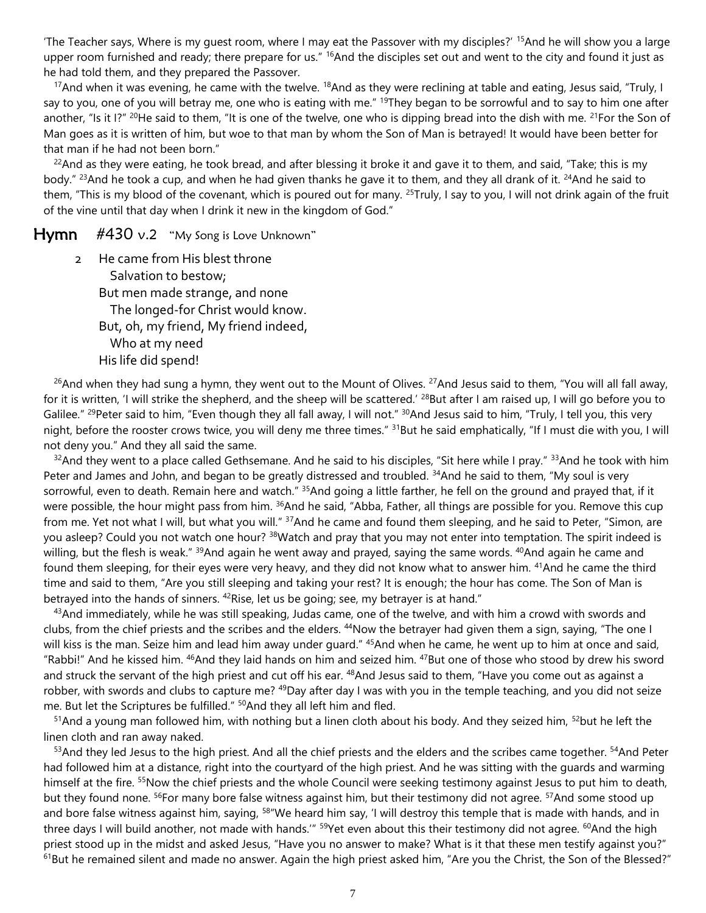'The Teacher says, Where is my guest room, where I may eat the Passover with my disciples?' [15]And he will show you a large upper room furnished and ready; there prepare for us." [16]And the disciples set out and went to the city and found it just as he had told them, and they prepared the Passover.

[17]And when it was evening, he came with the twelve. [18]And as they were reclining at table and eating, Jesus said, "Truly, I say to you, one of you will betray me, one who is eating with me." [19]They began to be sorrowful and to say to him one after another, "Is it I?" [20]He said to them, "It is one of the twelve, one who is dipping bread into the dish with me. [21]For the Son of Man goes as it is written of him, but woe to that man by whom the Son of Man is betrayed! It would have been better for that man if he had not been born."

[22]And as they were eating, he took bread, and after blessing it broke it and gave it to them, and said, "Take; this is my body." [23]And he took a cup, and when he had given thanks he gave it to them, and they all drank of it. [24]And he said to them, "This is my blood of the covenant, which is poured out for many. [25]Truly, I say to you, I will not drink again of the fruit of the vine until that day when I drink it new in the kingdom of God."

**Hymn** #430 v.2 "My Song is Love Unknown"

2 He came from His blest throne
Salvation to bestow;
But men made strange, and none
The longed-for Christ would know.
But, oh, my friend, My friend indeed,
Who at my need
His life did spend!

[26]And when they had sung a hymn, they went out to the Mount of Olives. [27]And Jesus said to them, "You will all fall away, for it is written, 'I will strike the shepherd, and the sheep will be scattered.' [28]But after I am raised up, I will go before you to Galilee." [29]Peter said to him, "Even though they all fall away, I will not." [30]And Jesus said to him, "Truly, I tell you, this very night, before the rooster crows twice, you will deny me three times." [31]But he said emphatically, "If I must die with you, I will not deny you." And they all said the same.

[32]And they went to a place called Gethsemane. And he said to his disciples, "Sit here while I pray." [33]And he took with him Peter and James and John, and began to be greatly distressed and troubled. [34]And he said to them, "My soul is very sorrowful, even to death. Remain here and watch." [35]And going a little farther, he fell on the ground and prayed that, if it were possible, the hour might pass from him. [36]And he said, "Abba, Father, all things are possible for you. Remove this cup from me. Yet not what I will, but what you will." [37]And he came and found them sleeping, and he said to Peter, "Simon, are you asleep? Could you not watch one hour? [38]Watch and pray that you may not enter into temptation. The spirit indeed is willing, but the flesh is weak." [39]And again he went away and prayed, saying the same words. [40]And again he came and found them sleeping, for their eyes were very heavy, and they did not know what to answer him. [41]And he came the third time and said to them, "Are you still sleeping and taking your rest? It is enough; the hour has come. The Son of Man is betrayed into the hands of sinners. [42]Rise, let us be going; see, my betrayer is at hand."

[43]And immediately, while he was still speaking, Judas came, one of the twelve, and with him a crowd with swords and clubs, from the chief priests and the scribes and the elders. [44]Now the betrayer had given them a sign, saying, "The one I will kiss is the man. Seize him and lead him away under guard." [45]And when he came, he went up to him at once and said, "Rabbi!" And he kissed him. [46]And they laid hands on him and seized him. [47]But one of those who stood by drew his sword and struck the servant of the high priest and cut off his ear. [48]And Jesus said to them, "Have you come out as against a robber, with swords and clubs to capture me? [49]Day after day I was with you in the temple teaching, and you did not seize me. But let the Scriptures be fulfilled." [50]And they all left him and fled.

[51]And a young man followed him, with nothing but a linen cloth about his body. And they seized him, [52]but he left the linen cloth and ran away naked.

[53]And they led Jesus to the high priest. And all the chief priests and the elders and the scribes came together. [54]And Peter had followed him at a distance, right into the courtyard of the high priest. And he was sitting with the guards and warming himself at the fire. [55]Now the chief priests and the whole Council were seeking testimony against Jesus to put him to death, but they found none. [56]For many bore false witness against him, but their testimony did not agree. [57]And some stood up and bore false witness against him, saying, [58]"We heard him say, 'I will destroy this temple that is made with hands, and in three days I will build another, not made with hands.'" [59]Yet even about this their testimony did not agree. [60]And the high priest stood up in the midst and asked Jesus, "Have you no answer to make? What is it that these men testify against you?" [61]But he remained silent and made no answer. Again the high priest asked him, "Are you the Christ, the Son of the Blessed?"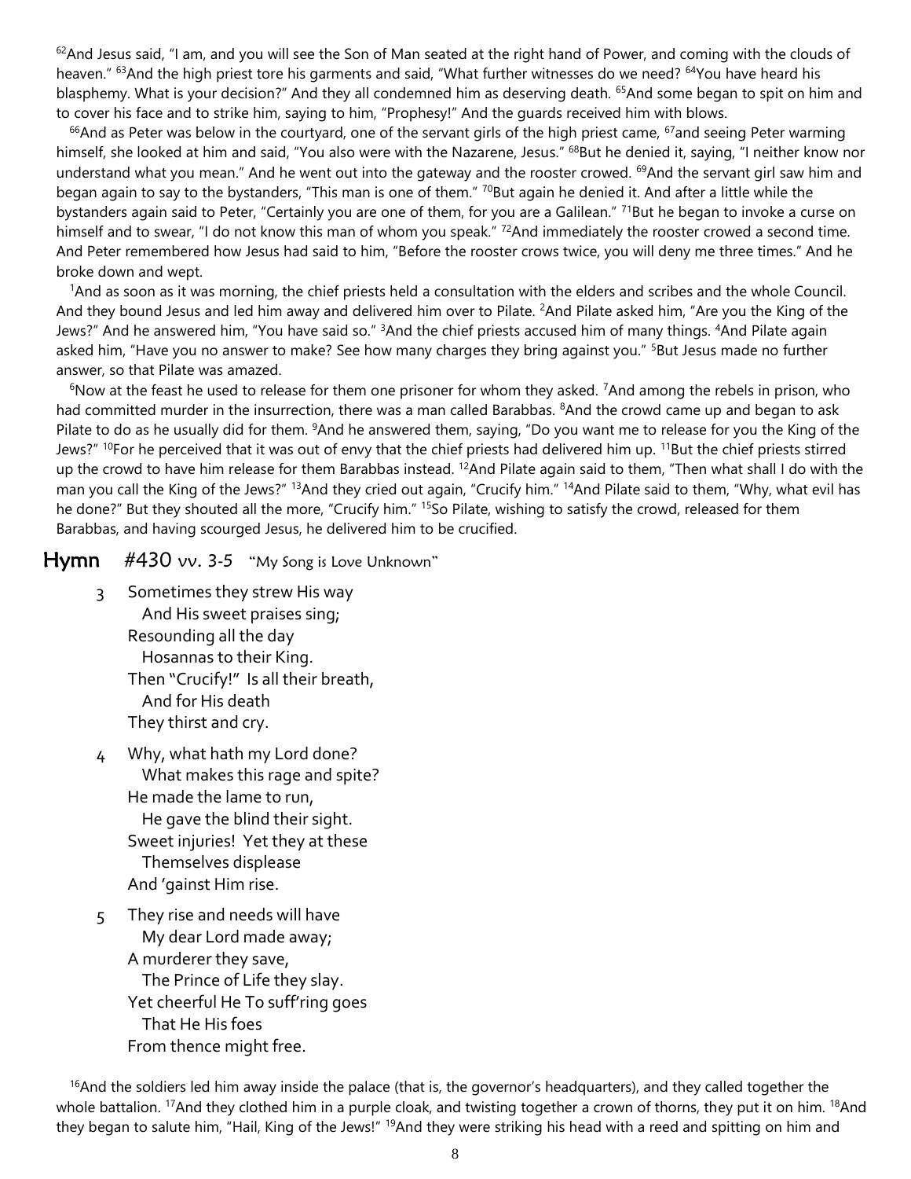[62]And Jesus said, "I am, and you will see the Son of Man seated at the right hand of Power, and coming with the clouds of heaven." [63]And the high priest tore his garments and said, "What further witnesses do we need? [64]You have heard his blasphemy. What is your decision?" And they all condemned him as deserving death. [65]And some began to spit on him and to cover his face and to strike him, saying to him, "Prophesy!" And the guards received him with blows.

[66]And as Peter was below in the courtyard, one of the servant girls of the high priest came, [67]and seeing Peter warming himself, she looked at him and said, "You also were with the Nazarene, Jesus." [68]But he denied it, saying, "I neither know nor understand what you mean." And he went out into the gateway and the rooster crowed. [69]And the servant girl saw him and began again to say to the bystanders, "This man is one of them." [70]But again he denied it. And after a little while the bystanders again said to Peter, "Certainly you are one of them, for you are a Galilean." [71]But he began to invoke a curse on himself and to swear, "I do not know this man of whom you speak." [72]And immediately the rooster crowed a second time. And Peter remembered how Jesus had said to him, "Before the rooster crows twice, you will deny me three times." And he broke down and wept.

[1]And as soon as it was morning, the chief priests held a consultation with the elders and scribes and the whole Council. And they bound Jesus and led him away and delivered him over to Pilate. [2]And Pilate asked him, "Are you the King of the Jews?" And he answered him, "You have said so." [3]And the chief priests accused him of many things. [4]And Pilate again asked him, "Have you no answer to make? See how many charges they bring against you." [5]But Jesus made no further answer, so that Pilate was amazed.

[6]Now at the feast he used to release for them one prisoner for whom they asked. [7]And among the rebels in prison, who had committed murder in the insurrection, there was a man called Barabbas. [8]And the crowd came up and began to ask Pilate to do as he usually did for them. [9]And he answered them, saying, "Do you want me to release for you the King of the Jews?" [10]For he perceived that it was out of envy that the chief priests had delivered him up. [11]But the chief priests stirred up the crowd to have him release for them Barabbas instead. [12]And Pilate again said to them, "Then what shall I do with the man you call the King of the Jews?" [13]And they cried out again, "Crucify him." [14]And Pilate said to them, "Why, what evil has he done?" But they shouted all the more, "Crucify him." [15]So Pilate, wishing to satisfy the crowd, released for them Barabbas, and having scourged Jesus, he delivered him to be crucified.

## Hymn #430 vv. 3-5 "My Song is Love Unknown"

3 Sometimes they strew His way
And His sweet praises sing;
Resounding all the day
Hosannas to their King.
Then "Crucify!" Is all their breath,
And for His death
They thirst and cry.

4 Why, what hath my Lord done?
What makes this rage and spite?
He made the lame to run,
He gave the blind their sight.
Sweet injuries! Yet they at these
Themselves displease
And 'gainst Him rise.

5 They rise and needs will have
My dear Lord made away;
A murderer they save,
The Prince of Life they slay.
Yet cheerful He To suff'ring goes
That He His foes
From thence might free.

[16]And the soldiers led him away inside the palace (that is, the governor's headquarters), and they called together the whole battalion. [17]And they clothed him in a purple cloak, and twisting together a crown of thorns, they put it on him. [18]And they began to salute him, "Hail, King of the Jews!" [19]And they were striking his head with a reed and spitting on him and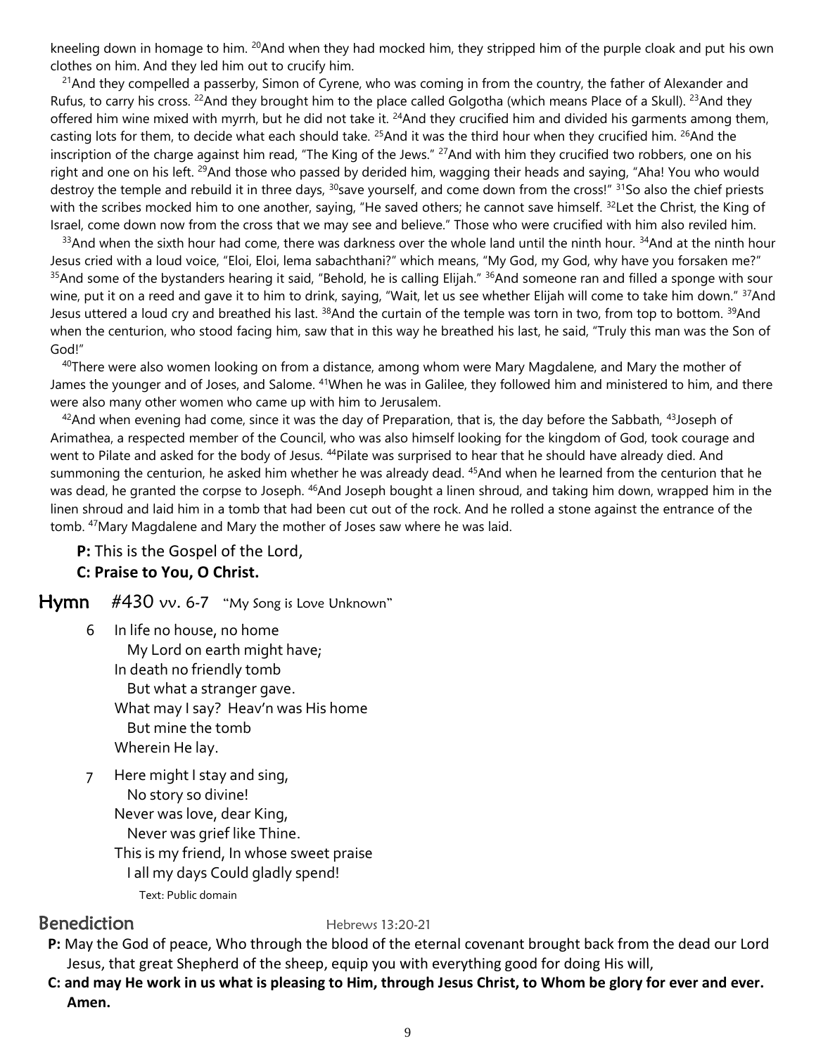kneeling down in homage to him. [20]And when they had mocked him, they stripped him of the purple cloak and put his own clothes on him. And they led him out to crucify him.

[21]And they compelled a passerby, Simon of Cyrene, who was coming in from the country, the father of Alexander and Rufus, to carry his cross. [22]And they brought him to the place called Golgotha (which means Place of a Skull). [23]And they offered him wine mixed with myrrh, but he did not take it. [24]And they crucified him and divided his garments among them, casting lots for them, to decide what each should take. [25]And it was the third hour when they crucified him. [26]And the inscription of the charge against him read, "The King of the Jews." [27]And with him they crucified two robbers, one on his right and one on his left. [29]And those who passed by derided him, wagging their heads and saying, "Aha! You who would destroy the temple and rebuild it in three days, [30]save yourself, and come down from the cross!" [31]So also the chief priests with the scribes mocked him to one another, saying, "He saved others; he cannot save himself. [32]Let the Christ, the King of Israel, come down now from the cross that we may see and believe." Those who were crucified with him also reviled him.

[33]And when the sixth hour had come, there was darkness over the whole land until the ninth hour. [34]And at the ninth hour Jesus cried with a loud voice, "Eloi, Eloi, lema sabachthani?" which means, "My God, my God, why have you forsaken me?" [35]And some of the bystanders hearing it said, "Behold, he is calling Elijah." [36]And someone ran and filled a sponge with sour wine, put it on a reed and gave it to him to drink, saying, "Wait, let us see whether Elijah will come to take him down." [37]And Jesus uttered a loud cry and breathed his last. [38]And the curtain of the temple was torn in two, from top to bottom. [39]And when the centurion, who stood facing him, saw that in this way he breathed his last, he said, "Truly this man was the Son of God!"

[40]There were also women looking on from a distance, among whom were Mary Magdalene, and Mary the mother of James the younger and of Joses, and Salome. [41]When he was in Galilee, they followed him and ministered to him, and there were also many other women who came up with him to Jerusalem.

[42]And when evening had come, since it was the day of Preparation, that is, the day before the Sabbath, [43]Joseph of Arimathea, a respected member of the Council, who was also himself looking for the kingdom of God, took courage and went to Pilate and asked for the body of Jesus. [44]Pilate was surprised to hear that he should have already died. And summoning the centurion, he asked him whether he was already dead. [45]And when he learned from the centurion that he was dead, he granted the corpse to Joseph. [46]And Joseph bought a linen shroud, and taking him down, wrapped him in the linen shroud and laid him in a tomb that had been cut out of the rock. And he rolled a stone against the entrance of the tomb. [47]Mary Magdalene and Mary the mother of Joses saw where he was laid.

**P:** This is the Gospel of the Lord,
**C: Praise to You, O Christ.**

## Hymn #430 vv. 6-7 "My Song is Love Unknown"

6 In life no house, no home
 My Lord on earth might have;
 In death no friendly tomb
 But what a stranger gave.
 What may I say? Heav'n was His home
 But mine the tomb
 Wherein He lay.

7 Here might I stay and sing,
 No story so divine!
 Never was love, dear King,
 Never was grief like Thine.
 This is my friend, In whose sweet praise
 I all my days Could gladly spend!

Text: Public domain

## Benediction Hebrews 13:20-21

**P:** May the God of peace, Who through the blood of the eternal covenant brought back from the dead our Lord Jesus, that great Shepherd of the sheep, equip you with everything good for doing His will,

**C: and may He work in us what is pleasing to Him, through Jesus Christ, to Whom be glory for ever and ever. Amen.**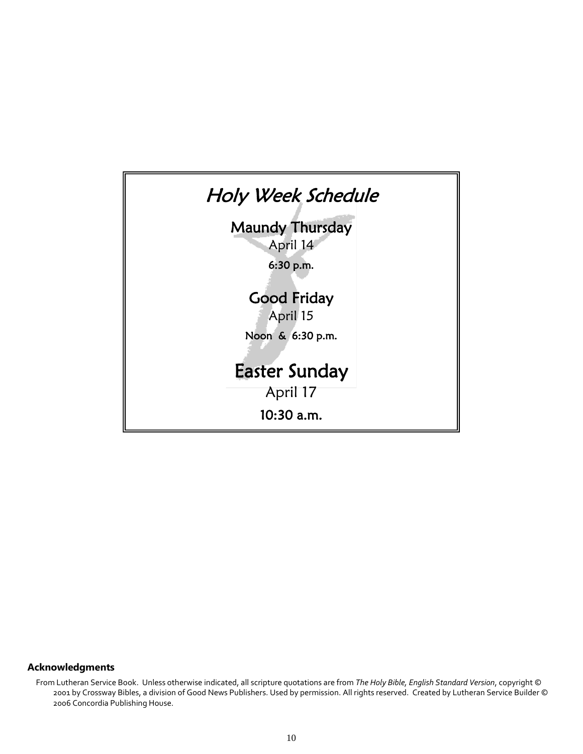# *Holy Week Schedule*

**Maundy Thursday**

April 14

6:30 p.m.

**Good Friday**

April 15

Noon & 6:30 p.m.

**Easter Sunday**

April 17

10:30 a.m.

**Acknowledgments**

From Lutheran Service Book. Unless otherwise indicated, all scripture quotations are from *The Holy Bible, English Standard Version*, copyright © 2001 by Crossway Bibles, a division of Good News Publishers. Used by permission. All rights reserved. Created by Lutheran Service Builder © 2006 Concordia Publishing House.